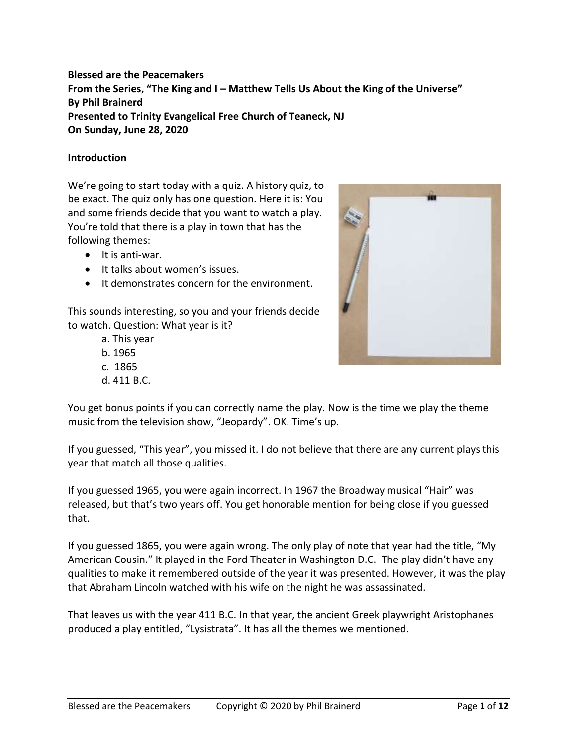**Blessed are the Peacemakers**
**From the Series, "The King and I – Matthew Tells Us About the King of the Universe"**
**By Phil Brainerd**
**Presented to Trinity Evangelical Free Church of Teaneck, NJ**
**On Sunday, June 28, 2020**

## Introduction

We're going to start today with a quiz. A history quiz, to be exact. The quiz only has one question. Here it is: You and some friends decide that you want to watch a play. You're told that there is a play in town that has the following themes:

- It is anti-war.
- It talks about women's issues.
- It demonstrates concern for the environment.

This sounds interesting, so you and your friends decide to watch. Question: What year is it?

a. This year
b. 1965
c. 1865
d. 411 B.C.

You get bonus points if you can correctly name the play. Now is the time we play the theme music from the television show, "Jeopardy". OK. Time's up.

If you guessed, "This year", you missed it. I do not believe that there are any current plays this year that match all those qualities.

If you guessed 1965, you were again incorrect. In 1967 the Broadway musical "Hair" was released, but that's two years off. You get honorable mention for being close if you guessed that.

If you guessed 1865, you were again wrong. The only play of note that year had the title, "My American Cousin." It played in the Ford Theater in Washington D.C. The play didn't have any qualities to make it remembered outside of the year it was presented. However, it was the play that Abraham Lincoln watched with his wife on the night he was assassinated.

That leaves us with the year 411 B.C. In that year, the ancient Greek playwright Aristophanes produced a play entitled, "Lysistrata". It has all the themes we mentioned.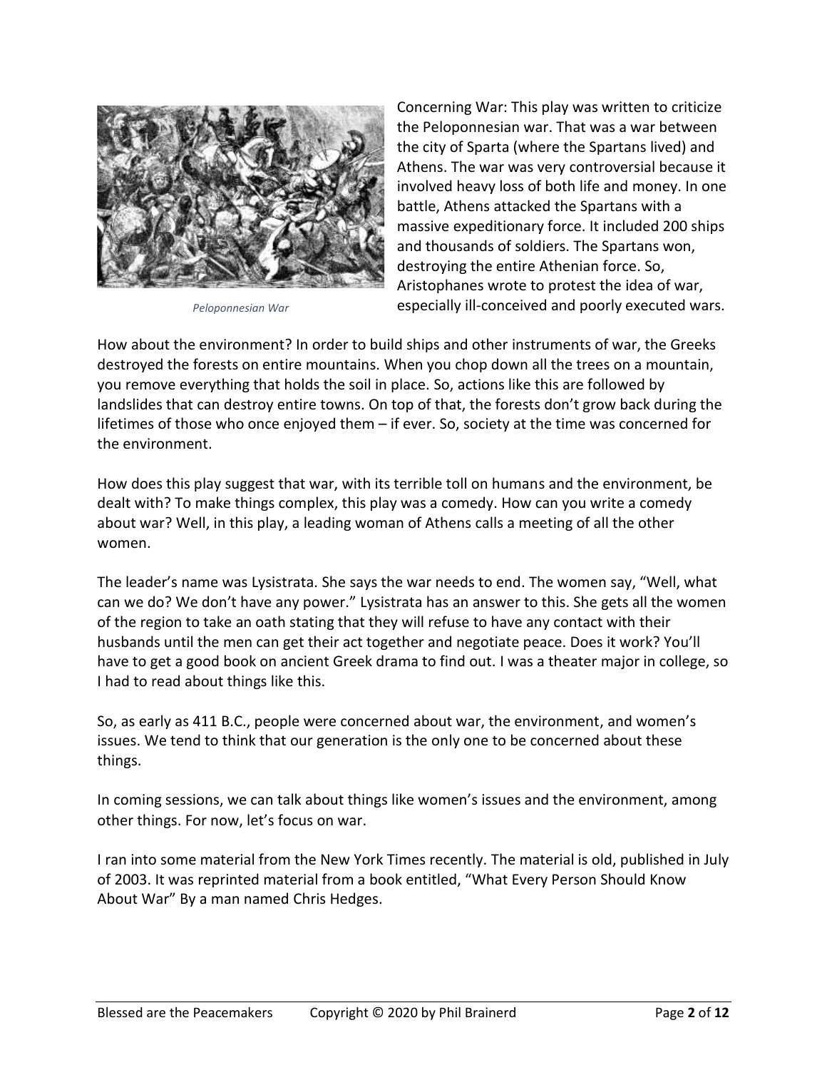Peloponnesian War

Concerning War: This play was written to criticize the Peloponnesian war. That was a war between the city of Sparta (where the Spartans lived) and Athens. The war was very controversial because it involved heavy loss of both life and money. In one battle, Athens attacked the Spartans with a massive expeditionary force. It included 200 ships and thousands of soldiers. The Spartans won, destroying the entire Athenian force. So, Aristophanes wrote to protest the idea of war, especially ill-conceived and poorly executed wars.

How about the environment? In order to build ships and other instruments of war, the Greeks destroyed the forests on entire mountains. When you chop down all the trees on a mountain, you remove everything that holds the soil in place. So, actions like this are followed by landslides that can destroy entire towns. On top of that, the forests don't grow back during the lifetimes of those who once enjoyed them – if ever. So, society at the time was concerned for the environment.

How does this play suggest that war, with its terrible toll on humans and the environment, be dealt with? To make things complex, this play was a comedy. How can you write a comedy about war? Well, in this play, a leading woman of Athens calls a meeting of all the other women.

The leader's name was Lysistrata. She says the war needs to end. The women say, "Well, what can we do? We don't have any power." Lysistrata has an answer to this. She gets all the women of the region to take an oath stating that they will refuse to have any contact with their husbands until the men can get their act together and negotiate peace. Does it work? You'll have to get a good book on ancient Greek drama to find out. I was a theater major in college, so I had to read about things like this.

So, as early as 411 B.C., people were concerned about war, the environment, and women's issues. We tend to think that our generation is the only one to be concerned about these things.

In coming sessions, we can talk about things like women's issues and the environment, among other things. For now, let's focus on war.

I ran into some material from the New York Times recently. The material is old, published in July of 2003. It was reprinted material from a book entitled, "What Every Person Should Know About War" By a man named Chris Hedges.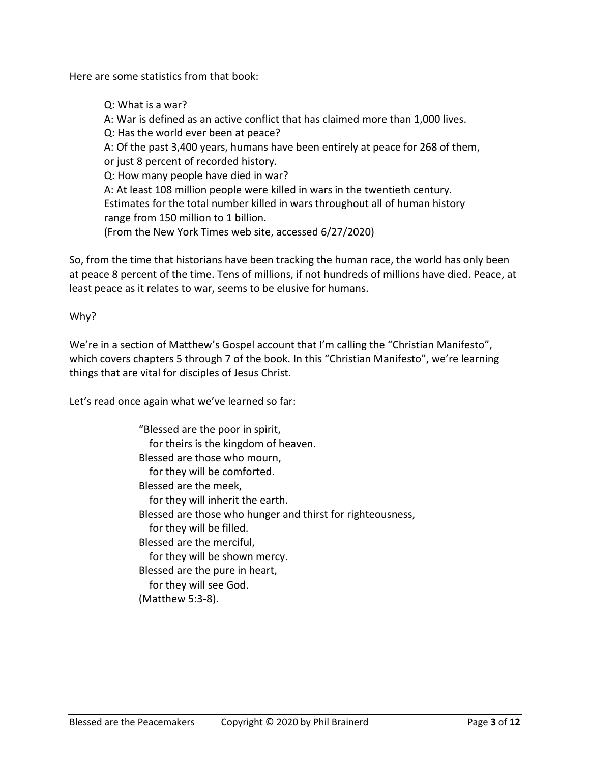Here are some statistics from that book:

> Q: What is a war?
> A: War is defined as an active conflict that has claimed more than 1,000 lives.
> Q: Has the world ever been at peace?
> A: Of the past 3,400 years, humans have been entirely at peace for 268 of them, or just 8 percent of recorded history.
> Q: How many people have died in war?
> A: At least 108 million people were killed in wars in the twentieth century. Estimates for the total number killed in wars throughout all of human history range from 150 million to 1 billion.
> (From the New York Times web site, accessed 6/27/2020)

So, from the time that historians have been tracking the human race, the world has only been at peace 8 percent of the time. Tens of millions, if not hundreds of millions have died. Peace, at least peace as it relates to war, seems to be elusive for humans.

Why?

We're in a section of Matthew's Gospel account that I'm calling the "Christian Manifesto", which covers chapters 5 through 7 of the book. In this "Christian Manifesto", we're learning things that are vital for disciples of Jesus Christ.

Let's read once again what we've learned so far:

> "Blessed are the poor in spirit,
> for theirs is the kingdom of heaven.
> Blessed are those who mourn,
> for they will be comforted.
> Blessed are the meek,
> for they will inherit the earth.
> Blessed are those who hunger and thirst for righteousness,
> for they will be filled.
> Blessed are the merciful,
> for they will be shown mercy.
> Blessed are the pure in heart,
> for they will see God.
> (Matthew 5:3-8).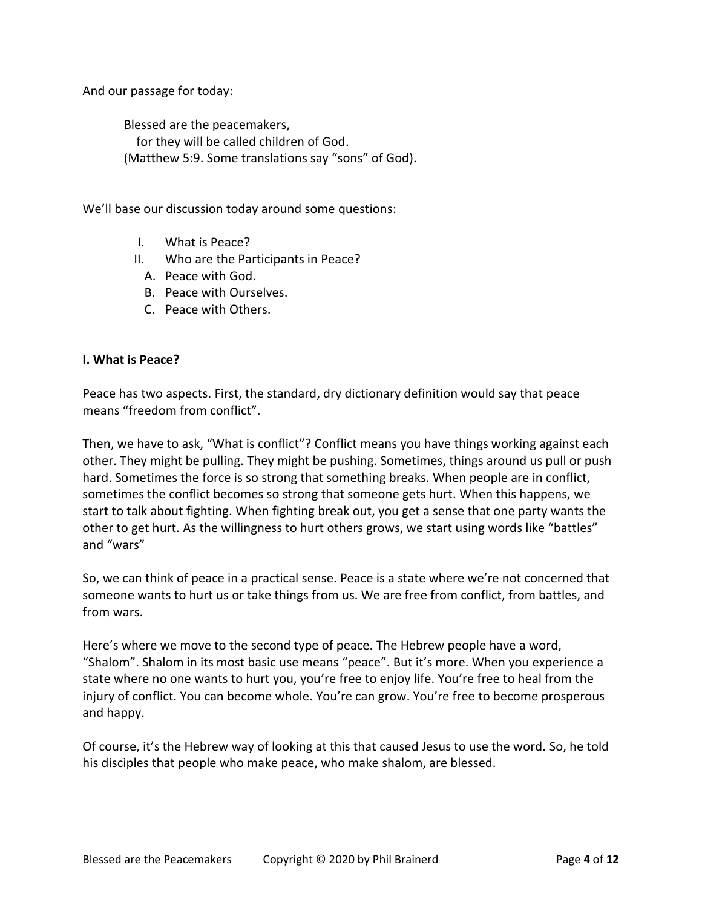And our passage for today:

> Blessed are the peacemakers,
> for they will be called children of God.
> (Matthew 5:9. Some translations say "sons" of God).

We'll base our discussion today around some questions:

I. What is Peace?
II. Who are the Participants in Peace?
   A. Peace with God.
   B. Peace with Ourselves.
   C. Peace with Others.

**I. What is Peace?**

Peace has two aspects. First, the standard, dry dictionary definition would say that peace means "freedom from conflict".

Then, we have to ask, "What is conflict"? Conflict means you have things working against each other. They might be pulling. They might be pushing. Sometimes, things around us pull or push hard. Sometimes the force is so strong that something breaks. When people are in conflict, sometimes the conflict becomes so strong that someone gets hurt. When this happens, we start to talk about fighting. When fighting break out, you get a sense that one party wants the other to get hurt. As the willingness to hurt others grows, we start using words like "battles" and "wars"

So, we can think of peace in a practical sense. Peace is a state where we're not concerned that someone wants to hurt us or take things from us. We are free from conflict, from battles, and from wars.

Here's where we move to the second type of peace. The Hebrew people have a word, "Shalom". Shalom in its most basic use means "peace". But it's more. When you experience a state where no one wants to hurt you, you're free to enjoy life. You're free to heal from the injury of conflict. You can become whole. You're can grow. You're free to become prosperous and happy.

Of course, it's the Hebrew way of looking at this that caused Jesus to use the word. So, he told his disciples that people who make peace, who make shalom, are blessed.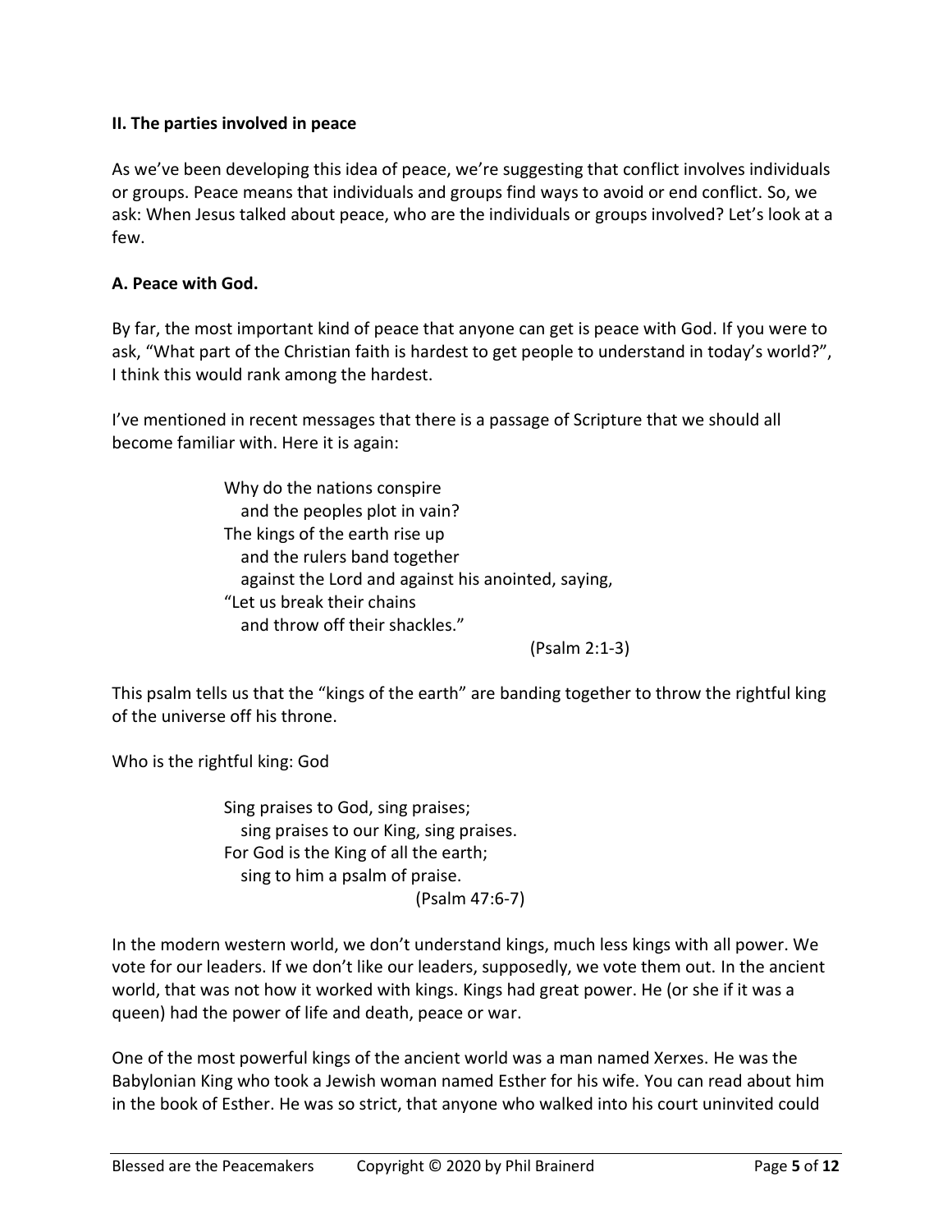**II. The parties involved in peace**

As we've been developing this idea of peace, we're suggesting that conflict involves individuals or groups. Peace means that individuals and groups find ways to avoid or end conflict. So, we ask: When Jesus talked about peace, who are the individuals or groups involved? Let's look at a few.

**A. Peace with God.**

By far, the most important kind of peace that anyone can get is peace with God. If you were to ask, "What part of the Christian faith is hardest to get people to understand in today's world?", I think this would rank among the hardest.

I've mentioned in recent messages that there is a passage of Scripture that we should all become familiar with. Here it is again:

> Why do the nations conspire
> and the peoples plot in vain?
> The kings of the earth rise up
> and the rulers band together
> against the Lord and against his anointed, saying,
> "Let us break their chains
> and throw off their shackles."
>
> (Psalm 2:1-3)

This psalm tells us that the "kings of the earth" are banding together to throw the rightful king of the universe off his throne.

Who is the rightful king: God

> Sing praises to God, sing praises;
> sing praises to our King, sing praises.
> For God is the King of all the earth;
> sing to him a psalm of praise.
>
> (Psalm 47:6-7)

In the modern western world, we don't understand kings, much less kings with all power. We vote for our leaders. If we don't like our leaders, supposedly, we vote them out. In the ancient world, that was not how it worked with kings. Kings had great power. He (or she if it was a queen) had the power of life and death, peace or war.

One of the most powerful kings of the ancient world was a man named Xerxes. He was the Babylonian King who took a Jewish woman named Esther for his wife. You can read about him in the book of Esther. He was so strict, that anyone who walked into his court uninvited could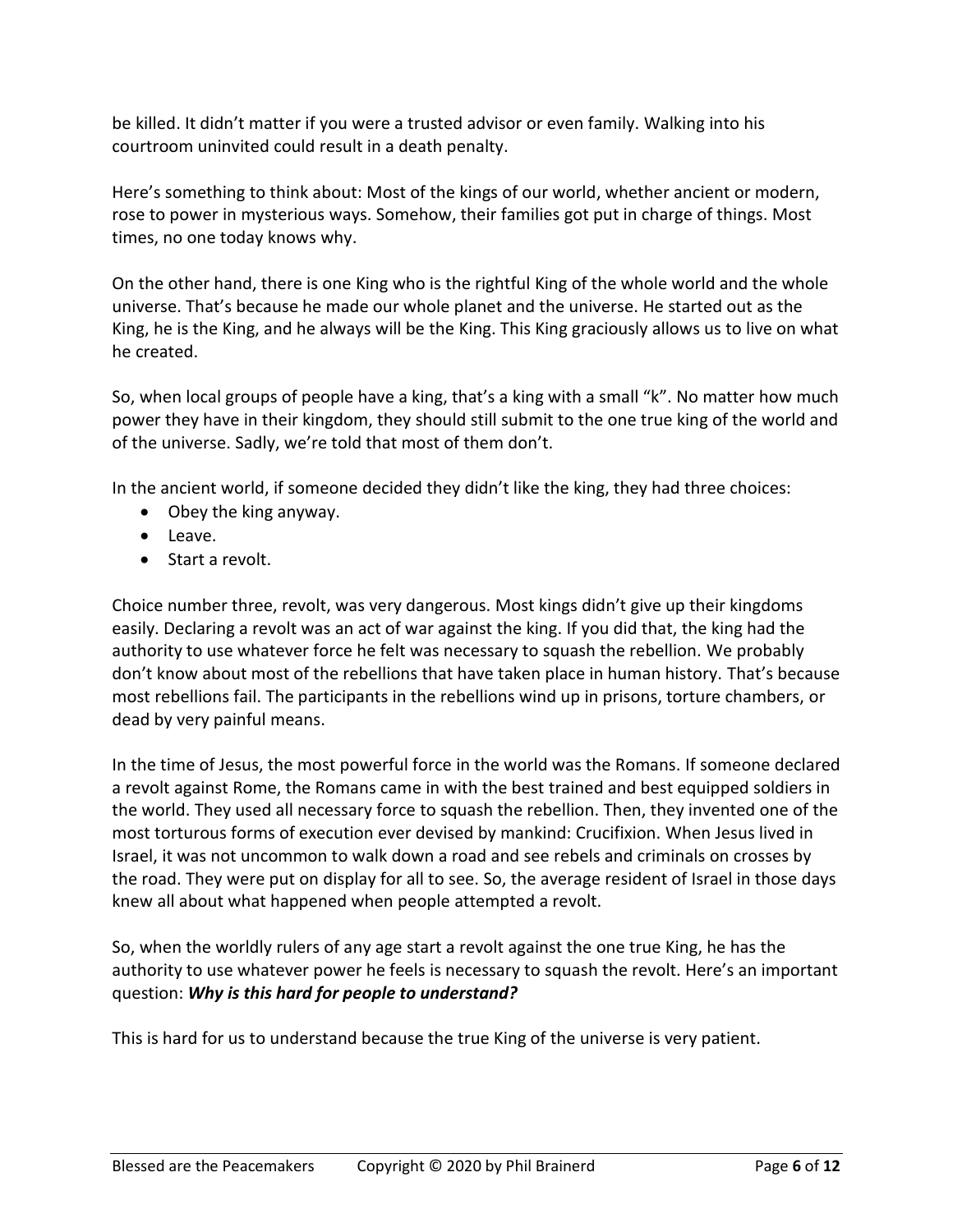be killed. It didn't matter if you were a trusted advisor or even family. Walking into his courtroom uninvited could result in a death penalty.

Here's something to think about: Most of the kings of our world, whether ancient or modern, rose to power in mysterious ways. Somehow, their families got put in charge of things. Most times, no one today knows why.

On the other hand, there is one King who is the rightful King of the whole world and the whole universe. That's because he made our whole planet and the universe. He started out as the King, he is the King, and he always will be the King. This King graciously allows us to live on what he created.

So, when local groups of people have a king, that's a king with a small "k". No matter how much power they have in their kingdom, they should still submit to the one true king of the world and of the universe. Sadly, we're told that most of them don't.

In the ancient world, if someone decided they didn't like the king, they had three choices:

- Obey the king anyway.
- Leave.
- Start a revolt.

Choice number three, revolt, was very dangerous. Most kings didn't give up their kingdoms easily. Declaring a revolt was an act of war against the king. If you did that, the king had the authority to use whatever force he felt was necessary to squash the rebellion. We probably don't know about most of the rebellions that have taken place in human history. That's because most rebellions fail. The participants in the rebellions wind up in prisons, torture chambers, or dead by very painful means.

In the time of Jesus, the most powerful force in the world was the Romans. If someone declared a revolt against Rome, the Romans came in with the best trained and best equipped soldiers in the world. They used all necessary force to squash the rebellion. Then, they invented one of the most torturous forms of execution ever devised by mankind: Crucifixion. When Jesus lived in Israel, it was not uncommon to walk down a road and see rebels and criminals on crosses by the road. They were put on display for all to see. So, the average resident of Israel in those days knew all about what happened when people attempted a revolt.

So, when the worldly rulers of any age start a revolt against the one true King, he has the authority to use whatever power he feels is necessary to squash the revolt. Here's an important question: ***Why is this hard for people to understand?***

This is hard for us to understand because the true King of the universe is very patient.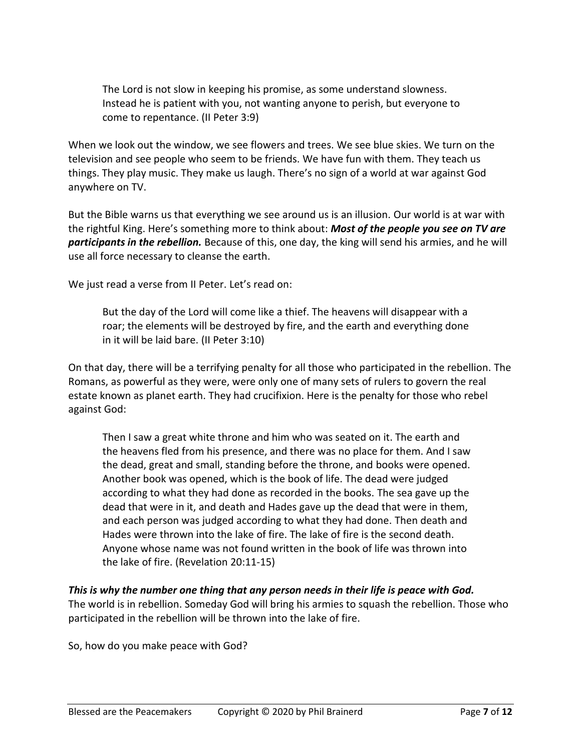> The Lord is not slow in keeping his promise, as some understand slowness. Instead he is patient with you, not wanting anyone to perish, but everyone to come to repentance. (II Peter 3:9)

When we look out the window, we see flowers and trees. We see blue skies. We turn on the television and see people who seem to be friends. We have fun with them. They teach us things. They play music. They make us laugh. There's no sign of a world at war against God anywhere on TV.

But the Bible warns us that everything we see around us is an illusion. Our world is at war with the rightful King. Here's something more to think about: ***Most of the people you see on TV are participants in the rebellion.*** Because of this, one day, the king will send his armies, and he will use all force necessary to cleanse the earth.

We just read a verse from II Peter. Let's read on:

> But the day of the Lord will come like a thief. The heavens will disappear with a roar; the elements will be destroyed by fire, and the earth and everything done in it will be laid bare. (II Peter 3:10)

On that day, there will be a terrifying penalty for all those who participated in the rebellion. The Romans, as powerful as they were, were only one of many sets of rulers to govern the real estate known as planet earth. They had crucifixion. Here is the penalty for those who rebel against God:

> Then I saw a great white throne and him who was seated on it. The earth and the heavens fled from his presence, and there was no place for them. And I saw the dead, great and small, standing before the throne, and books were opened. Another book was opened, which is the book of life. The dead were judged according to what they had done as recorded in the books. The sea gave up the dead that were in it, and death and Hades gave up the dead that were in them, and each person was judged according to what they had done. Then death and Hades were thrown into the lake of fire. The lake of fire is the second death. Anyone whose name was not found written in the book of life was thrown into the lake of fire. (Revelation 20:11-15)

***This is why the number one thing that any person needs in their life is peace with God.*** The world is in rebellion. Someday God will bring his armies to squash the rebellion. Those who participated in the rebellion will be thrown into the lake of fire.

So, how do you make peace with God?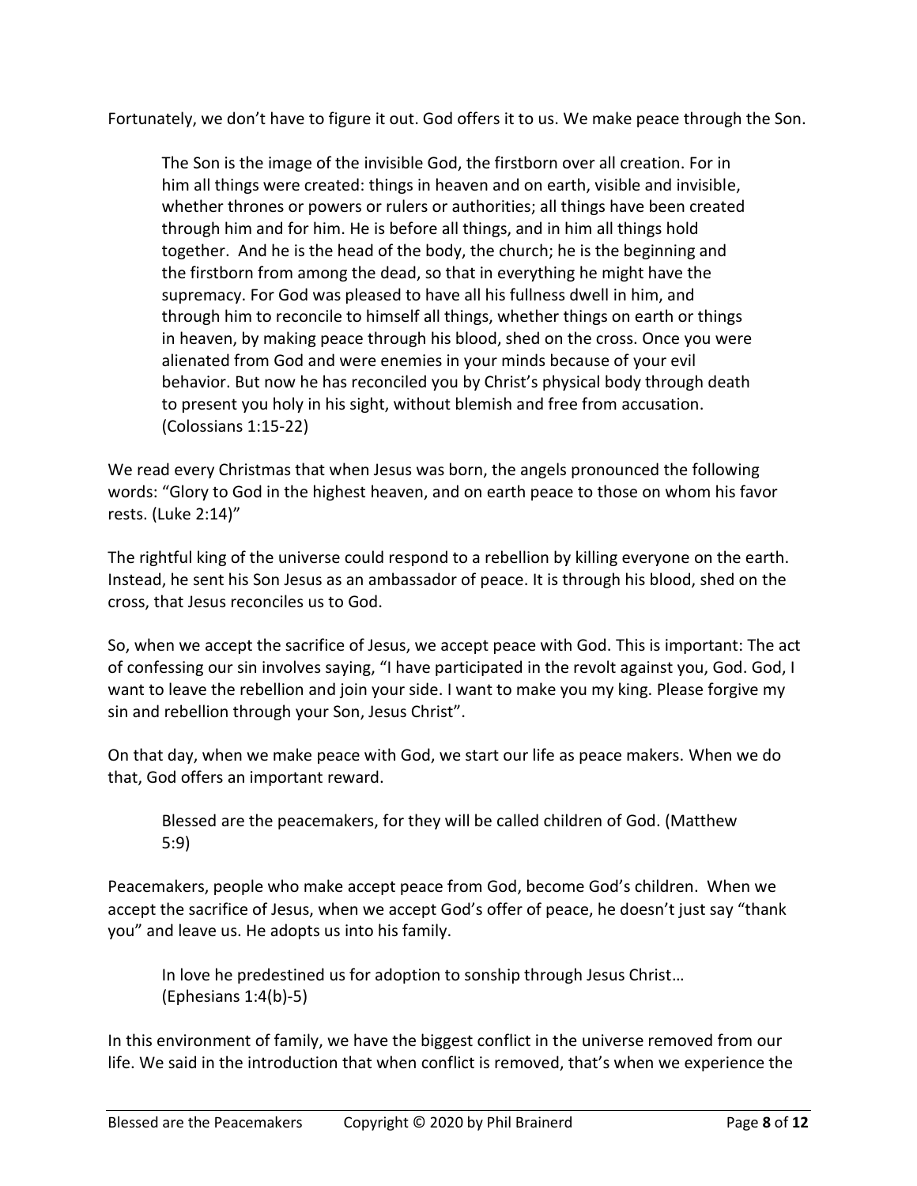Fortunately, we don't have to figure it out. God offers it to us. We make peace through the Son.

> The Son is the image of the invisible God, the firstborn over all creation. For in him all things were created: things in heaven and on earth, visible and invisible, whether thrones or powers or rulers or authorities; all things have been created through him and for him. He is before all things, and in him all things hold together. And he is the head of the body, the church; he is the beginning and the firstborn from among the dead, so that in everything he might have the supremacy. For God was pleased to have all his fullness dwell in him, and through him to reconcile to himself all things, whether things on earth or things in heaven, by making peace through his blood, shed on the cross. Once you were alienated from God and were enemies in your minds because of your evil behavior. But now he has reconciled you by Christ's physical body through death to present you holy in his sight, without blemish and free from accusation. (Colossians 1:15-22)

We read every Christmas that when Jesus was born, the angels pronounced the following words: "Glory to God in the highest heaven, and on earth peace to those on whom his favor rests. (Luke 2:14)"

The rightful king of the universe could respond to a rebellion by killing everyone on the earth. Instead, he sent his Son Jesus as an ambassador of peace. It is through his blood, shed on the cross, that Jesus reconciles us to God.

So, when we accept the sacrifice of Jesus, we accept peace with God. This is important: The act of confessing our sin involves saying, "I have participated in the revolt against you, God. God, I want to leave the rebellion and join your side. I want to make you my king. Please forgive my sin and rebellion through your Son, Jesus Christ".

On that day, when we make peace with God, we start our life as peace makers. When we do that, God offers an important reward.

> Blessed are the peacemakers, for they will be called children of God. (Matthew 5:9)

Peacemakers, people who make accept peace from God, become God's children. When we accept the sacrifice of Jesus, when we accept God's offer of peace, he doesn't just say "thank you" and leave us. He adopts us into his family.

> In love he predestined us for adoption to sonship through Jesus Christ… (Ephesians 1:4(b)-5)

In this environment of family, we have the biggest conflict in the universe removed from our life. We said in the introduction that when conflict is removed, that's when we experience the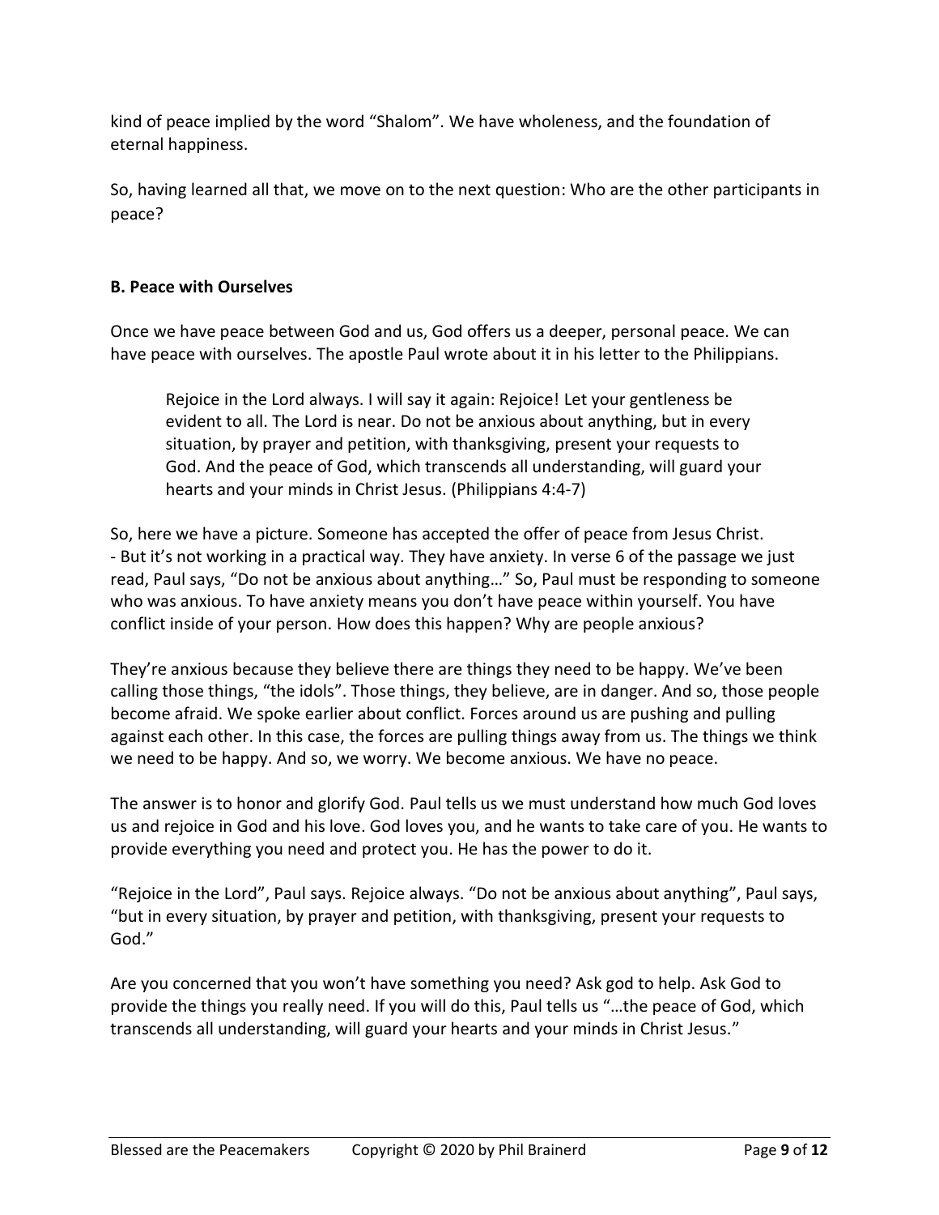kind of peace implied by the word "Shalom". We have wholeness, and the foundation of eternal happiness.

So, having learned all that, we move on to the next question: Who are the other participants in peace?

**B. Peace with Ourselves**

Once we have peace between God and us, God offers us a deeper, personal peace. We can have peace with ourselves. The apostle Paul wrote about it in his letter to the Philippians.

> Rejoice in the Lord always. I will say it again: Rejoice! Let your gentleness be evident to all. The Lord is near. Do not be anxious about anything, but in every situation, by prayer and petition, with thanksgiving, present your requests to God. And the peace of God, which transcends all understanding, will guard your hearts and your minds in Christ Jesus. (Philippians 4:4-7)

So, here we have a picture. Someone has accepted the offer of peace from Jesus Christ.
- But it's not working in a practical way. They have anxiety. In verse 6 of the passage we just read, Paul says, "Do not be anxious about anything…" So, Paul must be responding to someone who was anxious. To have anxiety means you don't have peace within yourself. You have conflict inside of your person. How does this happen? Why are people anxious?

They're anxious because they believe there are things they need to be happy. We've been calling those things, "the idols". Those things, they believe, are in danger. And so, those people become afraid. We spoke earlier about conflict. Forces around us are pushing and pulling against each other. In this case, the forces are pulling things away from us. The things we think we need to be happy. And so, we worry. We become anxious. We have no peace.

The answer is to honor and glorify God. Paul tells us we must understand how much God loves us and rejoice in God and his love. God loves you, and he wants to take care of you. He wants to provide everything you need and protect you. He has the power to do it.

"Rejoice in the Lord", Paul says. Rejoice always. "Do not be anxious about anything", Paul says, "but in every situation, by prayer and petition, with thanksgiving, present your requests to God."

Are you concerned that you won't have something you need? Ask god to help. Ask God to provide the things you really need. If you will do this, Paul tells us "…the peace of God, which transcends all understanding, will guard your hearts and your minds in Christ Jesus."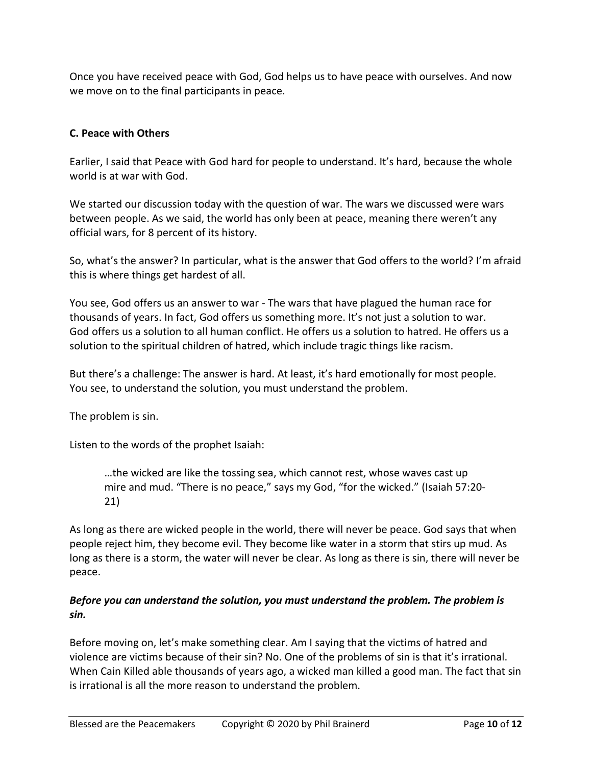Once you have received peace with God, God helps us to have peace with ourselves. And now we move on to the final participants in peace.

### C. Peace with Others

Earlier, I said that Peace with God hard for people to understand. It's hard, because the whole world is at war with God.

We started our discussion today with the question of war. The wars we discussed were wars between people. As we said, the world has only been at peace, meaning there weren't any official wars, for 8 percent of its history.

So, what's the answer? In particular, what is the answer that God offers to the world? I'm afraid this is where things get hardest of all.

You see, God offers us an answer to war - The wars that have plagued the human race for thousands of years. In fact, God offers us something more. It's not just a solution to war. God offers us a solution to all human conflict. He offers us a solution to hatred. He offers us a solution to the spiritual children of hatred, which include tragic things like racism.

But there's a challenge: The answer is hard. At least, it's hard emotionally for most people. You see, to understand the solution, you must understand the problem.

The problem is sin.

Listen to the words of the prophet Isaiah:

> …the wicked are like the tossing sea, which cannot rest, whose waves cast up mire and mud. "There is no peace," says my God, "for the wicked." (Isaiah 57:20-21)

As long as there are wicked people in the world, there will never be peace. God says that when people reject him, they become evil. They become like water in a storm that stirs up mud. As long as there is a storm, the water will never be clear. As long as there is sin, there will never be peace.

***Before you can understand the solution, you must understand the problem. The problem is sin.***

Before moving on, let's make something clear. Am I saying that the victims of hatred and violence are victims because of their sin? No. One of the problems of sin is that it's irrational. When Cain Killed able thousands of years ago, a wicked man killed a good man. The fact that sin is irrational is all the more reason to understand the problem.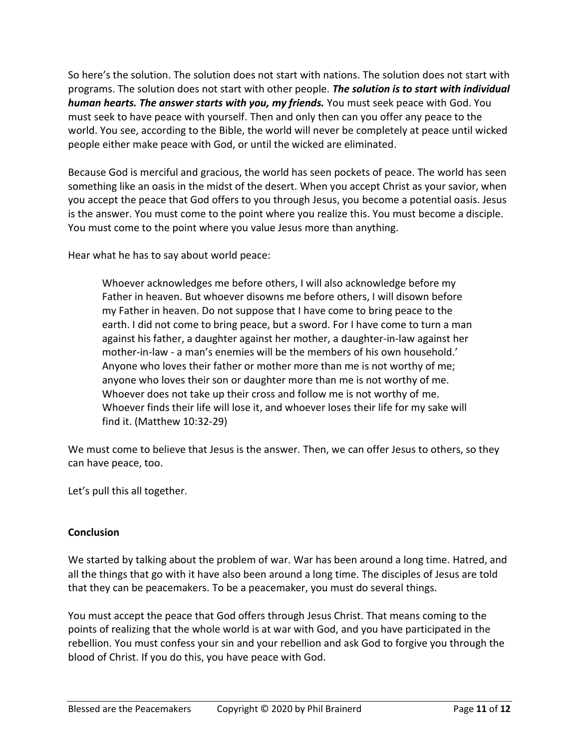So here's the solution. The solution does not start with nations. The solution does not start with programs. The solution does not start with other people. ***The solution is to start with individual human hearts. The answer starts with you, my friends.*** You must seek peace with God. You must seek to have peace with yourself. Then and only then can you offer any peace to the world. You see, according to the Bible, the world will never be completely at peace until wicked people either make peace with God, or until the wicked are eliminated.

Because God is merciful and gracious, the world has seen pockets of peace. The world has seen something like an oasis in the midst of the desert. When you accept Christ as your savior, when you accept the peace that God offers to you through Jesus, you become a potential oasis. Jesus is the answer. You must come to the point where you realize this. You must become a disciple. You must come to the point where you value Jesus more than anything.

Hear what he has to say about world peace:

> Whoever acknowledges me before others, I will also acknowledge before my Father in heaven. But whoever disowns me before others, I will disown before my Father in heaven. Do not suppose that I have come to bring peace to the earth. I did not come to bring peace, but a sword. For I have come to turn a man against his father, a daughter against her mother, a daughter-in-law against her mother-in-law - a man's enemies will be the members of his own household.' Anyone who loves their father or mother more than me is not worthy of me; anyone who loves their son or daughter more than me is not worthy of me. Whoever does not take up their cross and follow me is not worthy of me. Whoever finds their life will lose it, and whoever loses their life for my sake will find it. (Matthew 10:32-29)

We must come to believe that Jesus is the answer. Then, we can offer Jesus to others, so they can have peace, too.

Let's pull this all together.

## Conclusion

We started by talking about the problem of war. War has been around a long time. Hatred, and all the things that go with it have also been around a long time. The disciples of Jesus are told that they can be peacemakers. To be a peacemaker, you must do several things.

You must accept the peace that God offers through Jesus Christ. That means coming to the points of realizing that the whole world is at war with God, and you have participated in the rebellion. You must confess your sin and your rebellion and ask God to forgive you through the blood of Christ. If you do this, you have peace with God.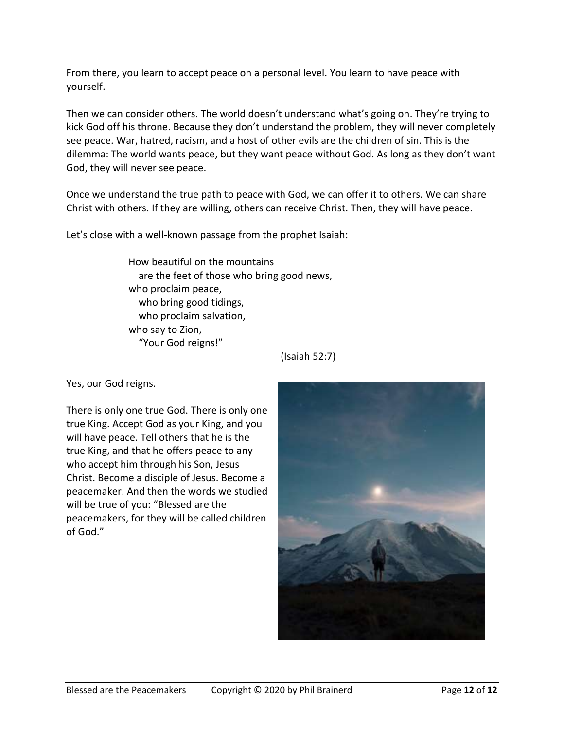From there, you learn to accept peace on a personal level. You learn to have peace with yourself.

Then we can consider others. The world doesn't understand what's going on. They're trying to kick God off his throne. Because they don't understand the problem, they will never completely see peace. War, hatred, racism, and a host of other evils are the children of sin. This is the dilemma: The world wants peace, but they want peace without God. As long as they don't want God, they will never see peace.

Once we understand the true path to peace with God, we can offer it to others. We can share Christ with others. If they are willing, others can receive Christ. Then, they will have peace.

Let's close with a well-known passage from the prophet Isaiah:

> How beautiful on the mountains
>   are the feet of those who bring good news,
> who proclaim peace,
>   who bring good tidings,
>   who proclaim salvation,
> who say to Zion,
>   "Your God reigns!"
>
> (Isaiah 52:7)

Yes, our God reigns.

There is only one true God. There is only one true King. Accept God as your King, and you will have peace. Tell others that he is the true King, and that he offers peace to any who accept him through his Son, Jesus Christ. Become a disciple of Jesus. Become a peacemaker. And then the words we studied will be true of you: "Blessed are the peacemakers, for they will be called children of God."